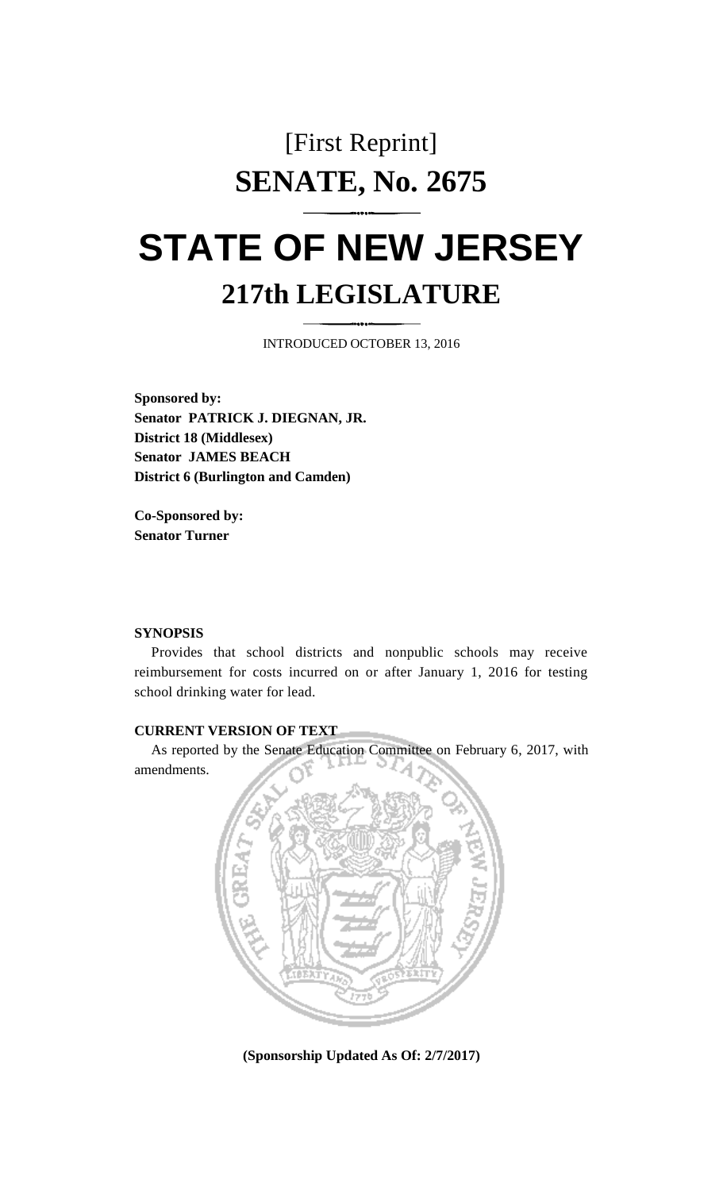[First Reprint]

# SENATE, No. 2675

# STATE OF NEW JERSEY

## 217th LEGISLATURE

INTRODUCED OCTOBER 13, 2016

**Sponsored by:**
**Senator PATRICK J. DIEGNAN, JR.**
**District 18 (Middlesex)**
**Senator JAMES BEACH**
**District 6 (Burlington and Camden)**

**Co-Sponsored by:**
**Senator Turner**

**SYNOPSIS**

Provides that school districts and nonpublic schools may receive reimbursement for costs incurred on or after January 1, 2016 for testing school drinking water for lead.

**CURRENT VERSION OF TEXT**

As reported by the Senate Education Committee on February 6, 2017, with amendments.

**(Sponsorship Updated As Of: 2/7/2017)**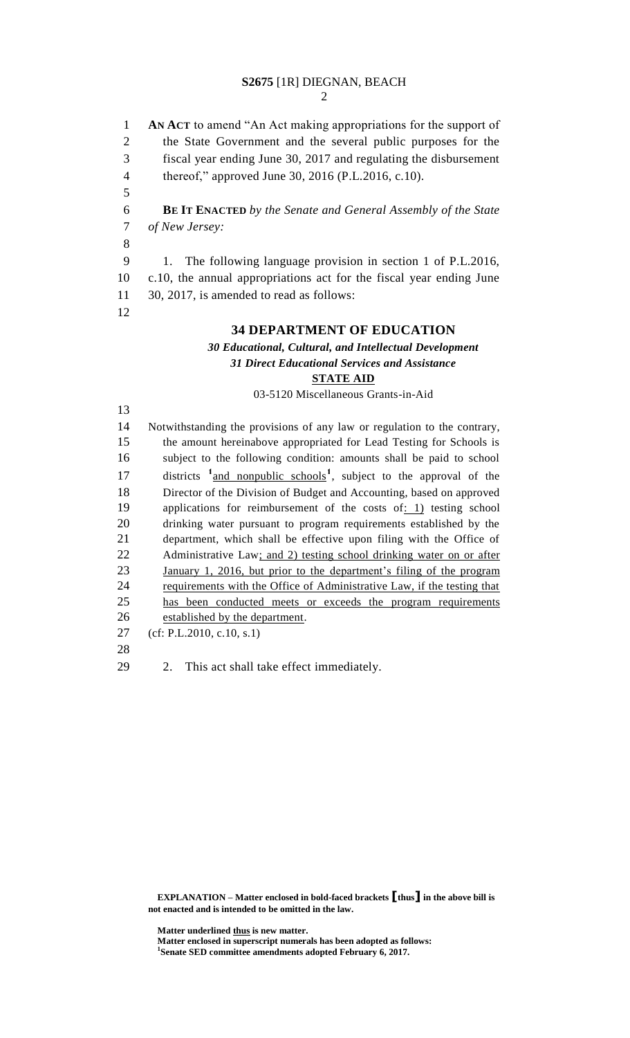**AN ACT** to amend "An Act making appropriations for the support of the State Government and the several public purposes for the fiscal year ending June 30, 2017 and regulating the disbursement thereof," approved June 30, 2016 (P.L.2016, c.10).

**BE IT ENACTED** *by the Senate and General Assembly of the State of New Jersey:*

1. The following language provision in section 1 of P.L.2016, c.10, the annual appropriations act for the fiscal year ending June 30, 2017, is amended to read as follows:

**34 DEPARTMENT OF EDUCATION**

***30 Educational, Cultural, and Intellectual Development***

***31 Direct Educational Services and Assistance***

**STATE AID**

03-5120 Miscellaneous Grants-in-Aid

Notwithstanding the provisions of any law or regulation to the contrary, the amount hereinabove appropriated for Lead Testing for Schools is subject to the following condition: amounts shall be paid to school districts [1]and nonpublic schools[1], subject to the approval of the Director of the Division of Budget and Accounting, based on approved applications for reimbursement of the costs of: 1) testing school drinking water pursuant to program requirements established by the department, which shall be effective upon filing with the Office of Administrative Law; and 2) testing school drinking water on or after January 1, 2016, but prior to the department's filing of the program requirements with the Office of Administrative Law, if the testing that has been conducted meets or exceeds the program requirements established by the department.

(cf: P.L.2010, c.10, s.1)

2. This act shall take effect immediately.

**EXPLANATION – Matter enclosed in bold-faced brackets [thus] in the above bill is not enacted and is intended to be omitted in the law.**

**Matter underlined thus is new matter.**

**Matter enclosed in superscript numerals has been adopted as follows:**

**[1]Senate SED committee amendments adopted February 6, 2017.**